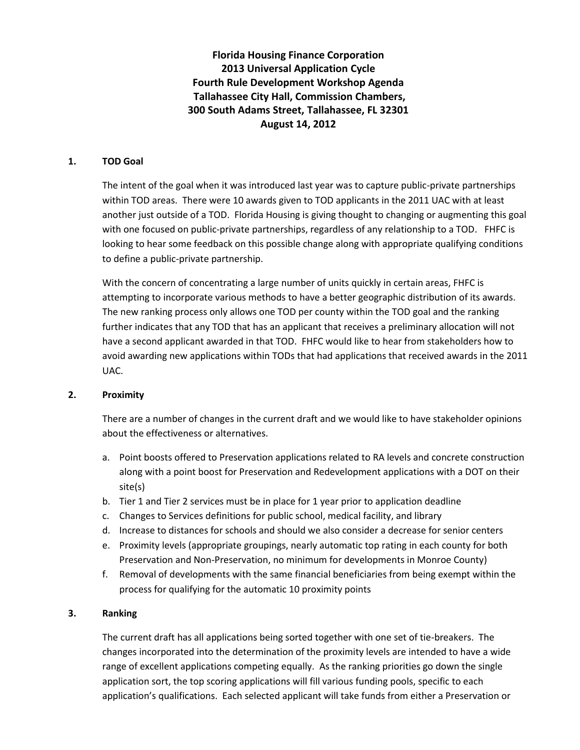# Florida Housing Finance Corporation
# 2013 Universal Application Cycle
# Fourth Rule Development Workshop Agenda
# Tallahassee City Hall, Commission Chambers,
# 300 South Adams Street, Tallahassee, FL 32301
# August 14, 2012

## 1. TOD Goal

The intent of the goal when it was introduced last year was to capture public-private partnerships within TOD areas. There were 10 awards given to TOD applicants in the 2011 UAC with at least another just outside of a TOD. Florida Housing is giving thought to changing or augmenting this goal with one focused on public-private partnerships, regardless of any relationship to a TOD. FHFC is looking to hear some feedback on this possible change along with appropriate qualifying conditions to define a public-private partnership.

With the concern of concentrating a large number of units quickly in certain areas, FHFC is attempting to incorporate various methods to have a better geographic distribution of its awards. The new ranking process only allows one TOD per county within the TOD goal and the ranking further indicates that any TOD that has an applicant that receives a preliminary allocation will not have a second applicant awarded in that TOD. FHFC would like to hear from stakeholders how to avoid awarding new applications within TODs that had applications that received awards in the 2011 UAC.

## 2. Proximity

There are a number of changes in the current draft and we would like to have stakeholder opinions about the effectiveness or alternatives.

a. Point boosts offered to Preservation applications related to RA levels and concrete construction along with a point boost for Preservation and Redevelopment applications with a DOT on their site(s)
b. Tier 1 and Tier 2 services must be in place for 1 year prior to application deadline
c. Changes to Services definitions for public school, medical facility, and library
d. Increase to distances for schools and should we also consider a decrease for senior centers
e. Proximity levels (appropriate groupings, nearly automatic top rating in each county for both Preservation and Non-Preservation, no minimum for developments in Monroe County)
f. Removal of developments with the same financial beneficiaries from being exempt within the process for qualifying for the automatic 10 proximity points

## 3. Ranking

The current draft has all applications being sorted together with one set of tie-breakers. The changes incorporated into the determination of the proximity levels are intended to have a wide range of excellent applications competing equally. As the ranking priorities go down the single application sort, the top scoring applications will fill various funding pools, specific to each application's qualifications. Each selected applicant will take funds from either a Preservation or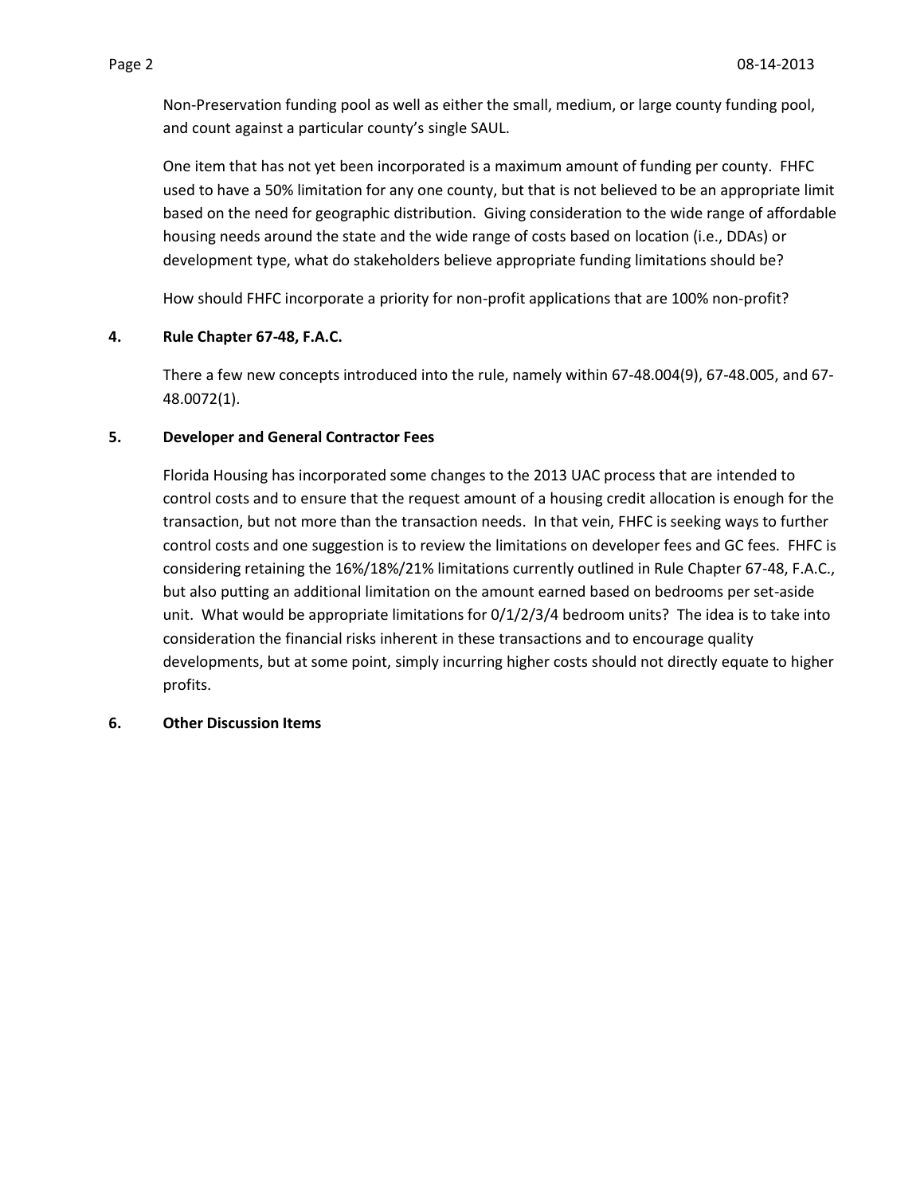Non-Preservation funding pool as well as either the small, medium, or large county funding pool, and count against a particular county's single SAUL.

One item that has not yet been incorporated is a maximum amount of funding per county. FHFC used to have a 50% limitation for any one county, but that is not believed to be an appropriate limit based on the need for geographic distribution. Giving consideration to the wide range of affordable housing needs around the state and the wide range of costs based on location (i.e., DDAs) or development type, what do stakeholders believe appropriate funding limitations should be?

How should FHFC incorporate a priority for non-profit applications that are 100% non-profit?

**4. Rule Chapter 67-48, F.A.C.**

There a few new concepts introduced into the rule, namely within 67-48.004(9), 67-48.005, and 67-48.0072(1).

**5. Developer and General Contractor Fees**

Florida Housing has incorporated some changes to the 2013 UAC process that are intended to control costs and to ensure that the request amount of a housing credit allocation is enough for the transaction, but not more than the transaction needs. In that vein, FHFC is seeking ways to further control costs and one suggestion is to review the limitations on developer fees and GC fees. FHFC is considering retaining the 16%/18%/21% limitations currently outlined in Rule Chapter 67-48, F.A.C., but also putting an additional limitation on the amount earned based on bedrooms per set-aside unit. What would be appropriate limitations for 0/1/2/3/4 bedroom units? The idea is to take into consideration the financial risks inherent in these transactions and to encourage quality developments, but at some point, simply incurring higher costs should not directly equate to higher profits.

**6. Other Discussion Items**